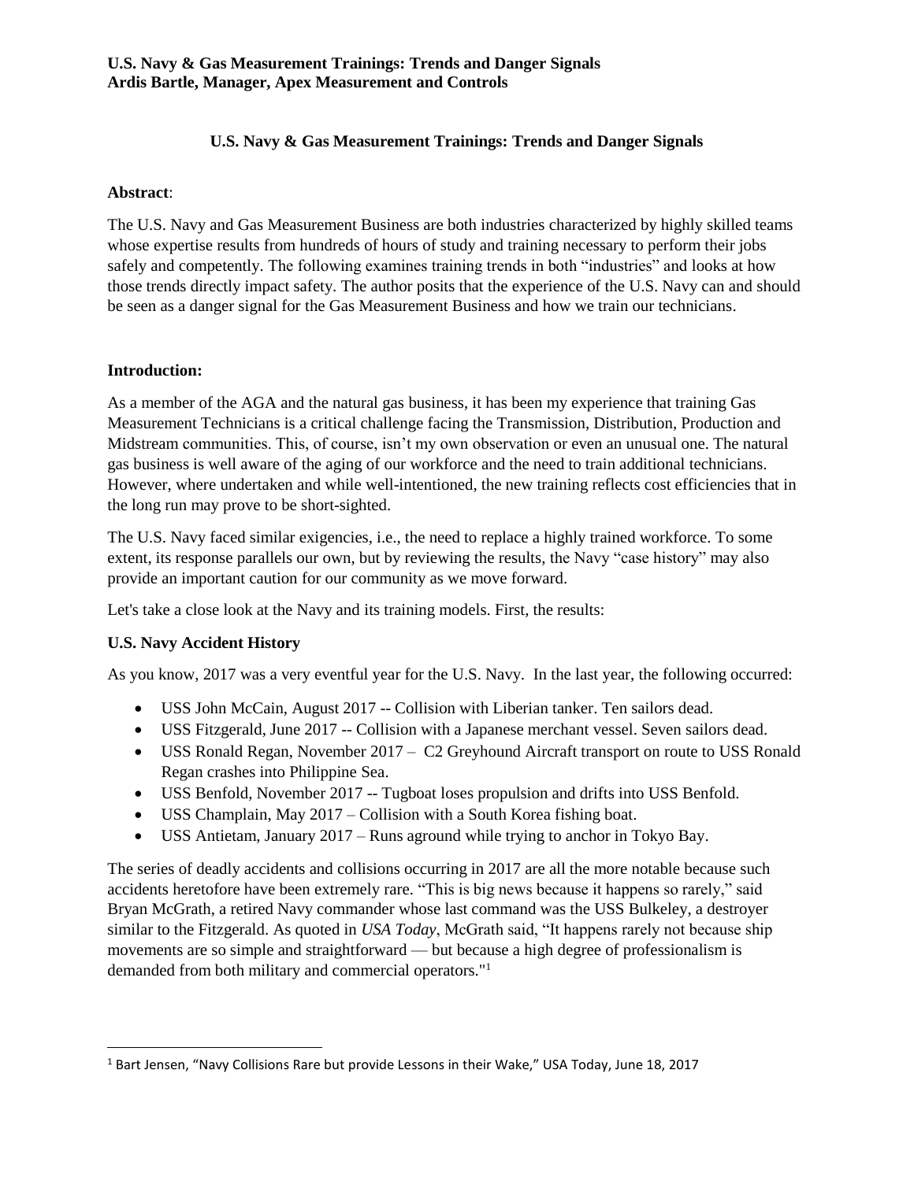**U.S. Navy & Gas Measurement Trainings: Trends and Danger Signals**
**Ardis Bartle, Manager, Apex Measurement and Controls**

# U.S. Navy & Gas Measurement Trainings: Trends and Danger Signals

**Abstract**:

The U.S. Navy and Gas Measurement Business are both industries characterized by highly skilled teams whose expertise results from hundreds of hours of study and training necessary to perform their jobs safely and competently. The following examines training trends in both "industries" and looks at how those trends directly impact safety. The author posits that the experience of the U.S. Navy can and should be seen as a danger signal for the Gas Measurement Business and how we train our technicians.

**Introduction:**

As a member of the AGA and the natural gas business, it has been my experience that training Gas Measurement Technicians is a critical challenge facing the Transmission, Distribution, Production and Midstream communities. This, of course, isn't my own observation or even an unusual one. The natural gas business is well aware of the aging of our workforce and the need to train additional technicians. However, where undertaken and while well-intentioned, the new training reflects cost efficiencies that in the long run may prove to be short-sighted.

The U.S. Navy faced similar exigencies, i.e., the need to replace a highly trained workforce. To some extent, its response parallels our own, but by reviewing the results, the Navy "case history" may also provide an important caution for our community as we move forward.

Let's take a close look at the Navy and its training models. First, the results:

**U.S. Navy Accident History**

As you know, 2017 was a very eventful year for the U.S. Navy. In the last year, the following occurred:

- USS John McCain, August 2017 -- Collision with Liberian tanker. Ten sailors dead.
- USS Fitzgerald, June 2017 -- Collision with a Japanese merchant vessel. Seven sailors dead.
- USS Ronald Regan, November 2017 – C2 Greyhound Aircraft transport on route to USS Ronald Regan crashes into Philippine Sea.
- USS Benfold, November 2017 -- Tugboat loses propulsion and drifts into USS Benfold.
- USS Champlain, May 2017 – Collision with a South Korea fishing boat.
- USS Antietam, January 2017 – Runs aground while trying to anchor in Tokyo Bay.

The series of deadly accidents and collisions occurring in 2017 are all the more notable because such accidents heretofore have been extremely rare. "This is big news because it happens so rarely," said Bryan McGrath, a retired Navy commander whose last command was the USS Bulkeley, a destroyer similar to the Fitzgerald. As quoted in *USA Today*, McGrath said, "It happens rarely not because ship movements are so simple and straightforward — but because a high degree of professionalism is demanded from both military and commercial operators."[1]

---

[1] Bart Jensen, "Navy Collisions Rare but provide Lessons in their Wake," USA Today, June 18, 2017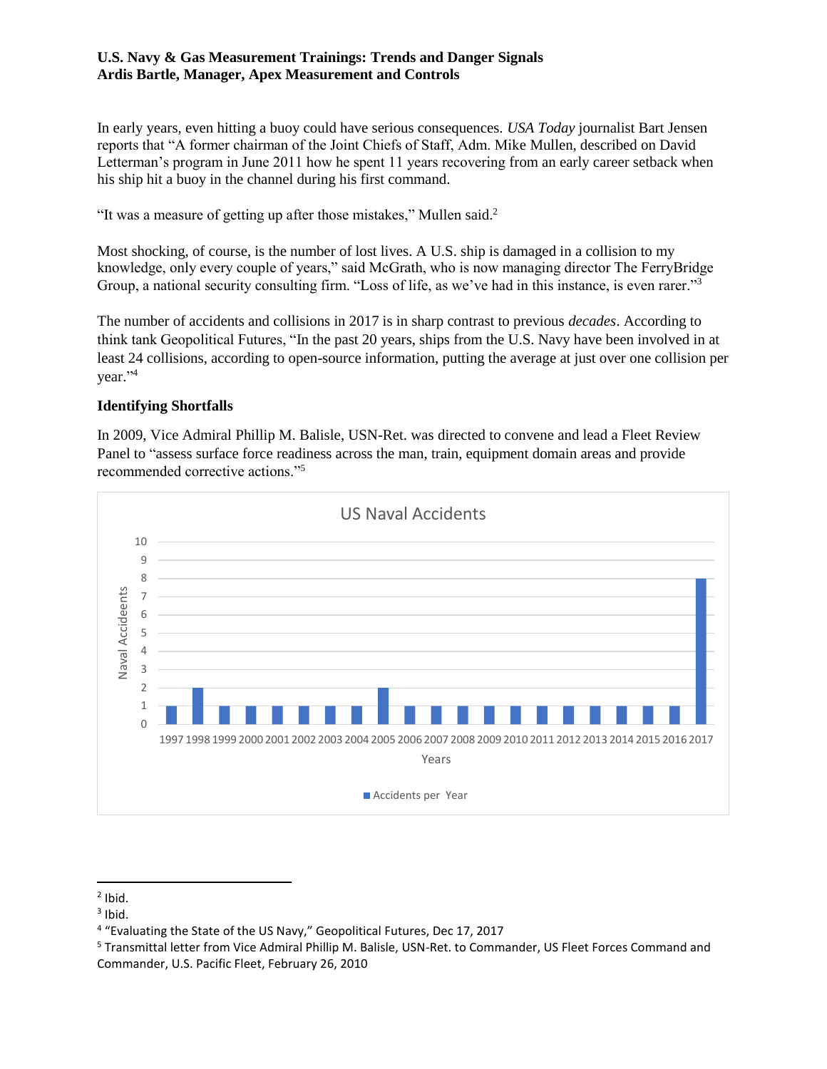In early years, even hitting a buoy could have serious consequences. *USA Today* journalist Bart Jensen reports that "A former chairman of the Joint Chiefs of Staff, Adm. Mike Mullen, described on David Letterman's program in June 2011 how he spent 11 years recovering from an early career setback when his ship hit a buoy in the channel during his first command.

"It was a measure of getting up after those mistakes," Mullen said.[2]

Most shocking, of course, is the number of lost lives. A U.S. ship is damaged in a collision to my knowledge, only every couple of years," said McGrath, who is now managing director The FerryBridge Group, a national security consulting firm. "Loss of life, as we've had in this instance, is even rarer."[3]

The number of accidents and collisions in 2017 is in sharp contrast to previous *decades*. According to think tank Geopolitical Futures, "In the past 20 years, ships from the U.S. Navy have been involved in at least 24 collisions, according to open-source information, putting the average at just over one collision per year."[4]

**Identifying Shortfalls**

In 2009, Vice Admiral Phillip M. Balisle, USN-Ret. was directed to convene and lead a Fleet Review Panel to "assess surface force readiness across the man, train, equipment domain areas and provide recommended corrective actions."[5]

US Naval Accidents

| Years | Naval Accideents (Accidents per Year) |
|---|---|
| 1997 | 1 |
| 1998 | 2 |
| 1999 | 1 |
| 2000 | 1 |
| 2001 | 1 |
| 2002 | 1 |
| 2003 | 1 |
| 2004 | 1 |
| 2005 | 2 |
| 2006 | 1 |
| 2007 | 1 |
| 2008 | 1 |
| 2009 | 1 |
| 2010 | 1 |
| 2011 | 1 |
| 2012 | 1 |
| 2013 | 1 |
| 2014 | 1 |
| 2015 | 1 |
| 2016 | 1 |
| 2017 | 8 |

---

[2] Ibid.

[3] Ibid.

[4] "Evaluating the State of the US Navy," Geopolitical Futures, Dec 17, 2017

[5] Transmittal letter from Vice Admiral Phillip M. Balisle, USN-Ret. to Commander, US Fleet Forces Command and Commander, U.S. Pacific Fleet, February 26, 2010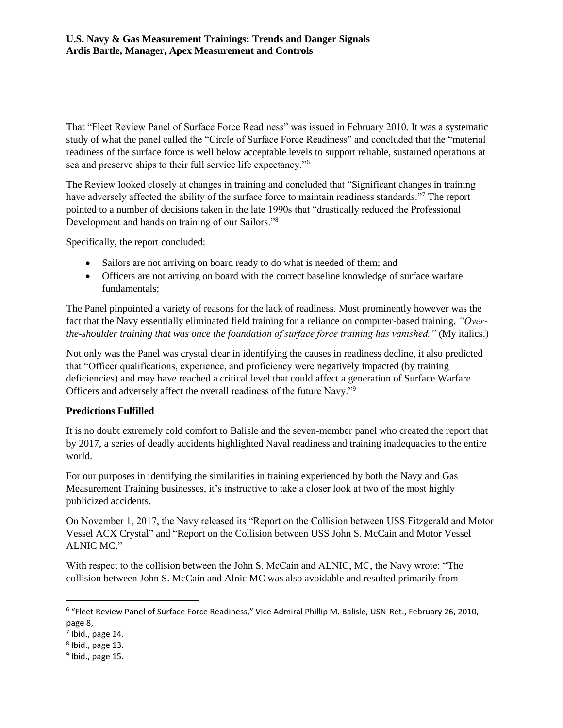That "Fleet Review Panel of Surface Force Readiness" was issued in February 2010. It was a systematic study of what the panel called the "Circle of Surface Force Readiness" and concluded that the "material readiness of the surface force is well below acceptable levels to support reliable, sustained operations at sea and preserve ships to their full service life expectancy."[6]

The Review looked closely at changes in training and concluded that "Significant changes in training have adversely affected the ability of the surface force to maintain readiness standards."[7] The report pointed to a number of decisions taken in the late 1990s that "drastically reduced the Professional Development and hands on training of our Sailors."[8]

Specifically, the report concluded:

- Sailors are not arriving on board ready to do what is needed of them; and
- Officers are not arriving on board with the correct baseline knowledge of surface warfare fundamentals;

The Panel pinpointed a variety of reasons for the lack of readiness. Most prominently however was the fact that the Navy essentially eliminated field training for a reliance on computer-based training. *"Over-the-shoulder training that was once the foundation of surface force training has vanished."* (My italics.)

Not only was the Panel was crystal clear in identifying the causes in readiness decline, it also predicted that "Officer qualifications, experience, and proficiency were negatively impacted (by training deficiencies) and may have reached a critical level that could affect a generation of Surface Warfare Officers and adversely affect the overall readiness of the future Navy."[9]

**Predictions Fulfilled**

It is no doubt extremely cold comfort to Balisle and the seven-member panel who created the report that by 2017, a series of deadly accidents highlighted Naval readiness and training inadequacies to the entire world.

For our purposes in identifying the similarities in training experienced by both the Navy and Gas Measurement Training businesses, it's instructive to take a closer look at two of the most highly publicized accidents.

On November 1, 2017, the Navy released its "Report on the Collision between USS Fitzgerald and Motor Vessel ACX Crystal" and "Report on the Collision between USS John S. McCain and Motor Vessel ALNIC MC."

With respect to the collision between the John S. McCain and ALNIC, MC, the Navy wrote: "The collision between John S. McCain and Alnic MC was also avoidable and resulted primarily from

---

[6] "Fleet Review Panel of Surface Force Readiness," Vice Admiral Phillip M. Balisle, USN-Ret., February 26, 2010, page 8,

[7] Ibid., page 14.

[8] Ibid., page 13.

[9] Ibid., page 15.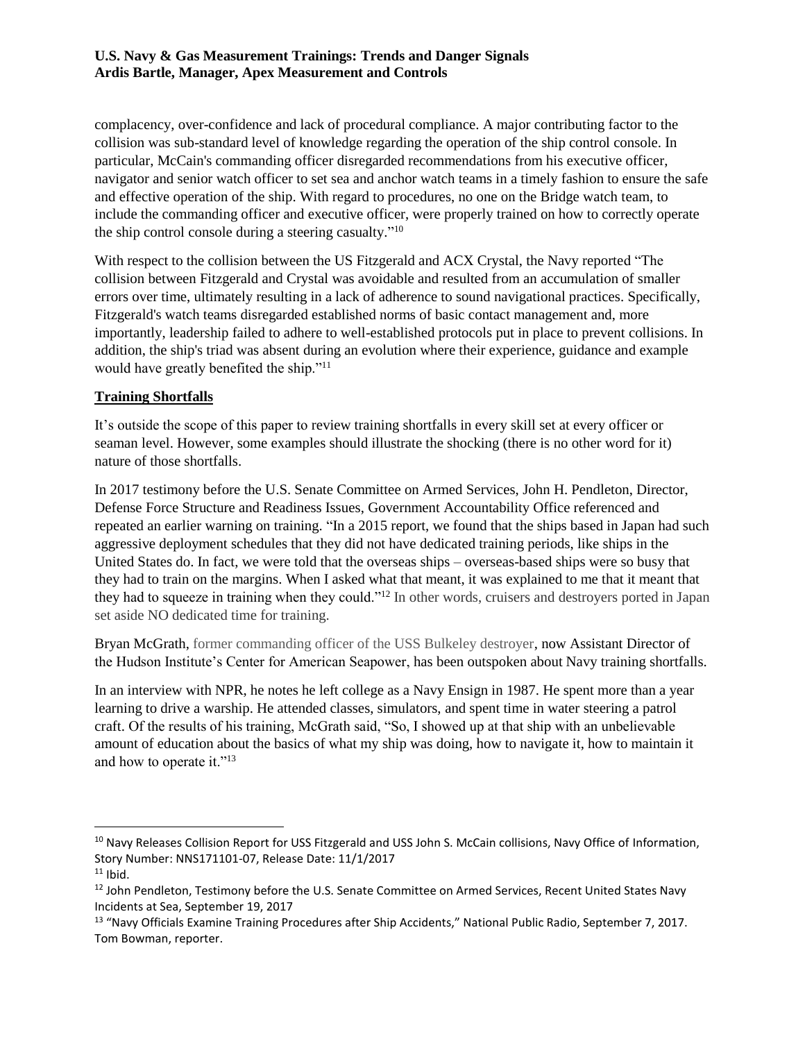complacency, over-confidence and lack of procedural compliance. A major contributing factor to the collision was sub-standard level of knowledge regarding the operation of the ship control console. In particular, McCain's commanding officer disregarded recommendations from his executive officer, navigator and senior watch officer to set sea and anchor watch teams in a timely fashion to ensure the safe and effective operation of the ship. With regard to procedures, no one on the Bridge watch team, to include the commanding officer and executive officer, were properly trained on how to correctly operate the ship control console during a steering casualty."[10]

With respect to the collision between the US Fitzgerald and ACX Crystal, the Navy reported "The collision between Fitzgerald and Crystal was avoidable and resulted from an accumulation of smaller errors over time, ultimately resulting in a lack of adherence to sound navigational practices. Specifically, Fitzgerald's watch teams disregarded established norms of basic contact management and, more importantly, leadership failed to adhere to well-established protocols put in place to prevent collisions. In addition, the ship's triad was absent during an evolution where their experience, guidance and example would have greatly benefited the ship."[11]

## Training Shortfalls

It's outside the scope of this paper to review training shortfalls in every skill set at every officer or seaman level. However, some examples should illustrate the shocking (there is no other word for it) nature of those shortfalls.

In 2017 testimony before the U.S. Senate Committee on Armed Services, John H. Pendleton, Director, Defense Force Structure and Readiness Issues, Government Accountability Office referenced and repeated an earlier warning on training. "In a 2015 report, we found that the ships based in Japan had such aggressive deployment schedules that they did not have dedicated training periods, like ships in the United States do. In fact, we were told that the overseas ships – overseas-based ships were so busy that they had to train on the margins. When I asked what that meant, it was explained to me that it meant that they had to squeeze in training when they could."[12] In other words, cruisers and destroyers ported in Japan set aside NO dedicated time for training.

Bryan McGrath, former commanding officer of the USS Bulkeley destroyer, now Assistant Director of the Hudson Institute's Center for American Seapower, has been outspoken about Navy training shortfalls.

In an interview with NPR, he notes he left college as a Navy Ensign in 1987. He spent more than a year learning to drive a warship. He attended classes, simulators, and spent time in water steering a patrol craft. Of the results of his training, McGrath said, "So, I showed up at that ship with an unbelievable amount of education about the basics of what my ship was doing, how to navigate it, how to maintain it and how to operate it."[13]

---

[10] Navy Releases Collision Report for USS Fitzgerald and USS John S. McCain collisions, Navy Office of Information, Story Number: NNS171101-07, Release Date: 11/1/2017

[11] Ibid.

[12] John Pendleton, Testimony before the U.S. Senate Committee on Armed Services, Recent United States Navy Incidents at Sea, September 19, 2017

[13] "Navy Officials Examine Training Procedures after Ship Accidents," National Public Radio, September 7, 2017. Tom Bowman, reporter.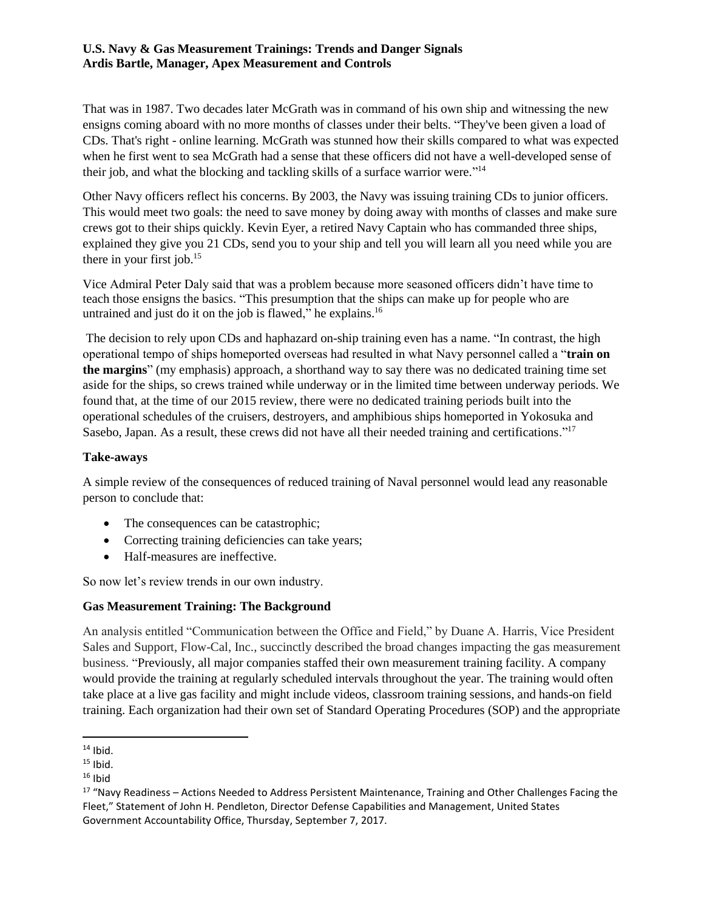That was in 1987. Two decades later McGrath was in command of his own ship and witnessing the new ensigns coming aboard with no more months of classes under their belts. "They've been given a load of CDs. That's right - online learning. McGrath was stunned how their skills compared to what was expected when he first went to sea McGrath had a sense that these officers did not have a well-developed sense of their job, and what the blocking and tackling skills of a surface warrior were."[14]

Other Navy officers reflect his concerns. By 2003, the Navy was issuing training CDs to junior officers. This would meet two goals: the need to save money by doing away with months of classes and make sure crews got to their ships quickly. Kevin Eyer, a retired Navy Captain who has commanded three ships, explained they give you 21 CDs, send you to your ship and tell you will learn all you need while you are there in your first job.[15]

Vice Admiral Peter Daly said that was a problem because more seasoned officers didn't have time to teach those ensigns the basics. "This presumption that the ships can make up for people who are untrained and just do it on the job is flawed," he explains.[16]

The decision to rely upon CDs and haphazard on-ship training even has a name. "In contrast, the high operational tempo of ships homeported overseas had resulted in what Navy personnel called a "**train on the margins**" (my emphasis) approach, a shorthand way to say there was no dedicated training time set aside for the ships, so crews trained while underway or in the limited time between underway periods. We found that, at the time of our 2015 review, there were no dedicated training periods built into the operational schedules of the cruisers, destroyers, and amphibious ships homeported in Yokosuka and Sasebo, Japan. As a result, these crews did not have all their needed training and certifications."[17]

### Take-aways

A simple review of the consequences of reduced training of Naval personnel would lead any reasonable person to conclude that:

- The consequences can be catastrophic;
- Correcting training deficiencies can take years;
- Half-measures are ineffective.

So now let's review trends in our own industry.

### Gas Measurement Training: The Background

An analysis entitled "Communication between the Office and Field," by Duane A. Harris, Vice President Sales and Support, Flow-Cal, Inc., succinctly described the broad changes impacting the gas measurement business. "Previously, all major companies staffed their own measurement training facility. A company would provide the training at regularly scheduled intervals throughout the year. The training would often take place at a live gas facility and might include videos, classroom training sessions, and hands-on field training. Each organization had their own set of Standard Operating Procedures (SOP) and the appropriate

---

[14] Ibid.

[15] Ibid.

[16] Ibid

[17] "Navy Readiness – Actions Needed to Address Persistent Maintenance, Training and Other Challenges Facing the Fleet," Statement of John H. Pendleton, Director Defense Capabilities and Management, United States Government Accountability Office, Thursday, September 7, 2017.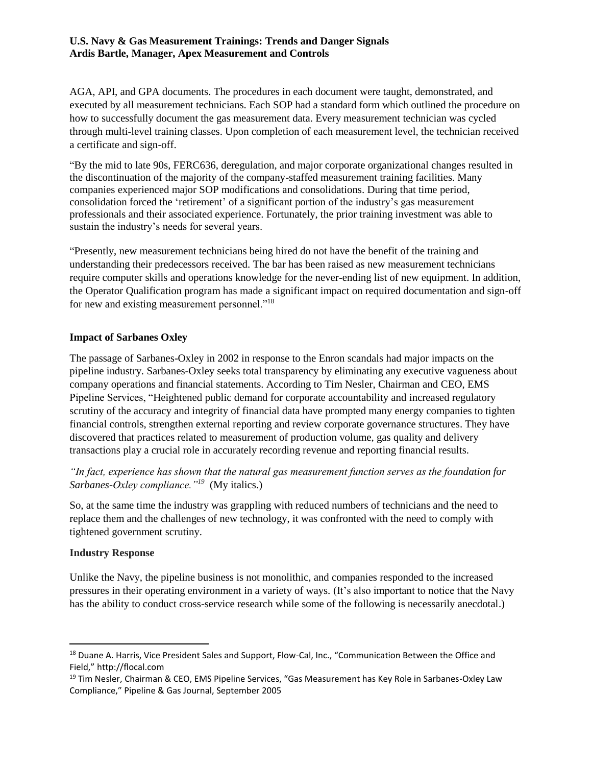AGA, API, and GPA documents. The procedures in each document were taught, demonstrated, and executed by all measurement technicians. Each SOP had a standard form which outlined the procedure on how to successfully document the gas measurement data. Every measurement technician was cycled through multi-level training classes. Upon completion of each measurement level, the technician received a certificate and sign-off.

"By the mid to late 90s, FERC636, deregulation, and major corporate organizational changes resulted in the discontinuation of the majority of the company-staffed measurement training facilities. Many companies experienced major SOP modifications and consolidations. During that time period, consolidation forced the 'retirement' of a significant portion of the industry's gas measurement professionals and their associated experience. Fortunately, the prior training investment was able to sustain the industry's needs for several years.

"Presently, new measurement technicians being hired do not have the benefit of the training and understanding their predecessors received. The bar has been raised as new measurement technicians require computer skills and operations knowledge for the never-ending list of new equipment. In addition, the Operator Qualification program has made a significant impact on required documentation and sign-off for new and existing measurement personnel."[18]

### Impact of Sarbanes Oxley

The passage of Sarbanes-Oxley in 2002 in response to the Enron scandals had major impacts on the pipeline industry. Sarbanes-Oxley seeks total transparency by eliminating any executive vagueness about company operations and financial statements. According to Tim Nesler, Chairman and CEO, EMS Pipeline Services, "Heightened public demand for corporate accountability and increased regulatory scrutiny of the accuracy and integrity of financial data have prompted many energy companies to tighten financial controls, strengthen external reporting and review corporate governance structures. They have discovered that practices related to measurement of production volume, gas quality and delivery transactions play a crucial role in accurately recording revenue and reporting financial results.

*"In fact, experience has shown that the natural gas measurement function serves as the foundation for Sarbanes-Oxley compliance."*[19] (My italics.)

So, at the same time the industry was grappling with reduced numbers of technicians and the need to replace them and the challenges of new technology, it was confronted with the need to comply with tightened government scrutiny.

### Industry Response

Unlike the Navy, the pipeline business is not monolithic, and companies responded to the increased pressures in their operating environment in a variety of ways. (It's also important to notice that the Navy has the ability to conduct cross-service research while some of the following is necessarily anecdotal.)

---

[18] Duane A. Harris, Vice President Sales and Support, Flow-Cal, Inc., "Communication Between the Office and Field," http://flocal.com

[19] Tim Nesler, Chairman & CEO, EMS Pipeline Services, "Gas Measurement has Key Role in Sarbanes-Oxley Law Compliance," Pipeline & Gas Journal, September 2005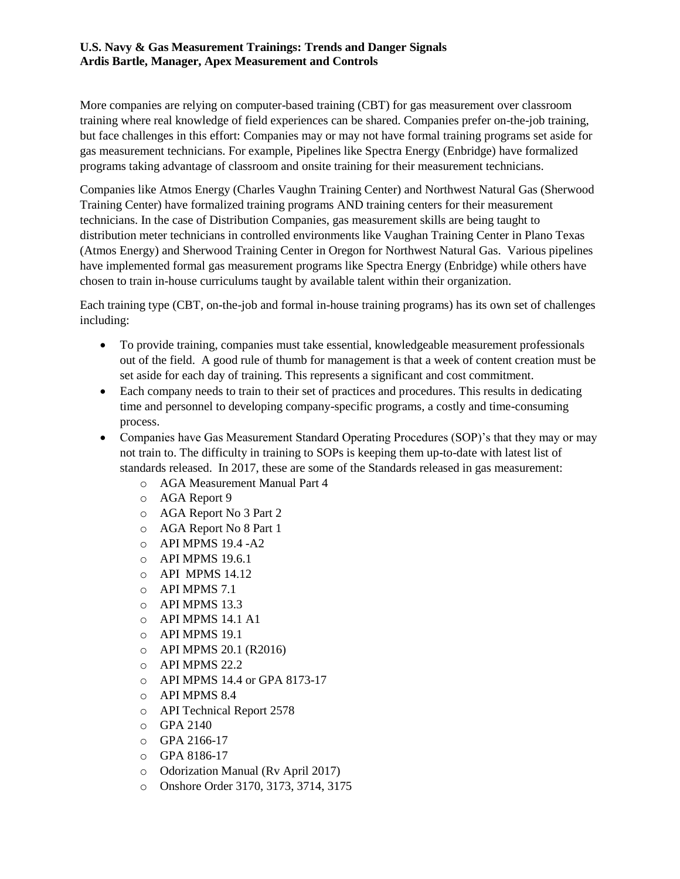**U.S. Navy & Gas Measurement Trainings: Trends and Danger Signals**
**Ardis Bartle, Manager, Apex Measurement and Controls**

More companies are relying on computer-based training (CBT) for gas measurement over classroom training where real knowledge of field experiences can be shared. Companies prefer on-the-job training, but face challenges in this effort: Companies may or may not have formal training programs set aside for gas measurement technicians. For example, Pipelines like Spectra Energy (Enbridge) have formalized programs taking advantage of classroom and onsite training for their measurement technicians.

Companies like Atmos Energy (Charles Vaughn Training Center) and Northwest Natural Gas (Sherwood Training Center) have formalized training programs AND training centers for their measurement technicians. In the case of Distribution Companies, gas measurement skills are being taught to distribution meter technicians in controlled environments like Vaughan Training Center in Plano Texas (Atmos Energy) and Sherwood Training Center in Oregon for Northwest Natural Gas. Various pipelines have implemented formal gas measurement programs like Spectra Energy (Enbridge) while others have chosen to train in-house curriculums taught by available talent within their organization.

Each training type (CBT, on-the-job and formal in-house training programs) has its own set of challenges including:

- To provide training, companies must take essential, knowledgeable measurement professionals out of the field. A good rule of thumb for management is that a week of content creation must be set aside for each day of training. This represents a significant and cost commitment.
- Each company needs to train to their set of practices and procedures. This results in dedicating time and personnel to developing company-specific programs, a costly and time-consuming process.
- Companies have Gas Measurement Standard Operating Procedures (SOP)'s that they may or may not train to. The difficulty in training to SOPs is keeping them up-to-date with latest list of standards released. In 2017, these are some of the Standards released in gas measurement:
    - AGA Measurement Manual Part 4
    - AGA Report 9
    - AGA Report No 3 Part 2
    - AGA Report No 8 Part 1
    - API MPMS 19.4 -A2
    - API MPMS 19.6.1
    - API MPMS 14.12
    - API MPMS 7.1
    - API MPMS 13.3
    - API MPMS 14.1 A1
    - API MPMS 19.1
    - API MPMS 20.1 (R2016)
    - API MPMS 22.2
    - API MPMS 14.4 or GPA 8173-17
    - API MPMS 8.4
    - API Technical Report 2578
    - GPA 2140
    - GPA 2166-17
    - GPA 8186-17
    - Odorization Manual (Rv April 2017)
    - Onshore Order 3170, 3173, 3714, 3175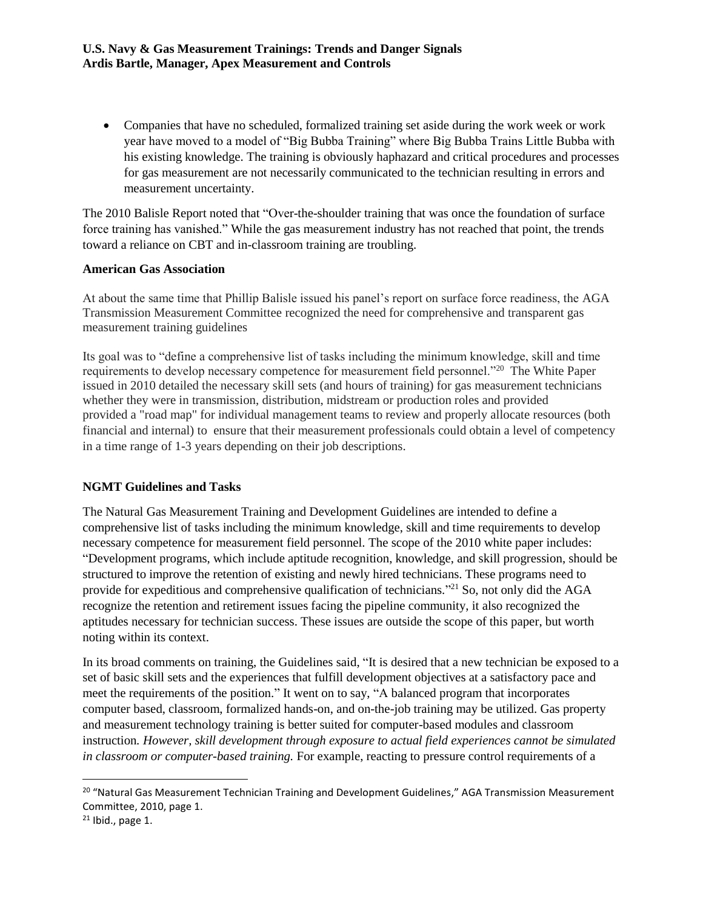- Companies that have no scheduled, formalized training set aside during the work week or work year have moved to a model of "Big Bubba Training" where Big Bubba Trains Little Bubba with his existing knowledge. The training is obviously haphazard and critical procedures and processes for gas measurement are not necessarily communicated to the technician resulting in errors and measurement uncertainty.

The 2010 Balisle Report noted that "Over-the-shoulder training that was once the foundation of surface force training has vanished." While the gas measurement industry has not reached that point, the trends toward a reliance on CBT and in-classroom training are troubling.

**American Gas Association**

At about the same time that Phillip Balisle issued his panel's report on surface force readiness, the AGA Transmission Measurement Committee recognized the need for comprehensive and transparent gas measurement training guidelines

Its goal was to "define a comprehensive list of tasks including the minimum knowledge, skill and time requirements to develop necessary competence for measurement field personnel."[20] The White Paper issued in 2010 detailed the necessary skill sets (and hours of training) for gas measurement technicians whether they were in transmission, distribution, midstream or production roles and provided provided a "road map" for individual management teams to review and properly allocate resources (both financial and internal) to ensure that their measurement professionals could obtain a level of competency in a time range of 1-3 years depending on their job descriptions.

**NGMT Guidelines and Tasks**

The Natural Gas Measurement Training and Development Guidelines are intended to define a comprehensive list of tasks including the minimum knowledge, skill and time requirements to develop necessary competence for measurement field personnel. The scope of the 2010 white paper includes: "Development programs, which include aptitude recognition, knowledge, and skill progression, should be structured to improve the retention of existing and newly hired technicians. These programs need to provide for expeditious and comprehensive qualification of technicians."[21] So, not only did the AGA recognize the retention and retirement issues facing the pipeline community, it also recognized the aptitudes necessary for technician success. These issues are outside the scope of this paper, but worth noting within its context.

In its broad comments on training, the Guidelines said, "It is desired that a new technician be exposed to a set of basic skill sets and the experiences that fulfill development objectives at a satisfactory pace and meet the requirements of the position." It went on to say, "A balanced program that incorporates computer based, classroom, formalized hands-on, and on-the-job training may be utilized. Gas property and measurement technology training is better suited for computer-based modules and classroom instruction. *However, skill development through exposure to actual field experiences cannot be simulated in classroom or computer-based training.* For example, reacting to pressure control requirements of a

[20] "Natural Gas Measurement Technician Training and Development Guidelines," AGA Transmission Measurement Committee, 2010, page 1.

[21] Ibid., page 1.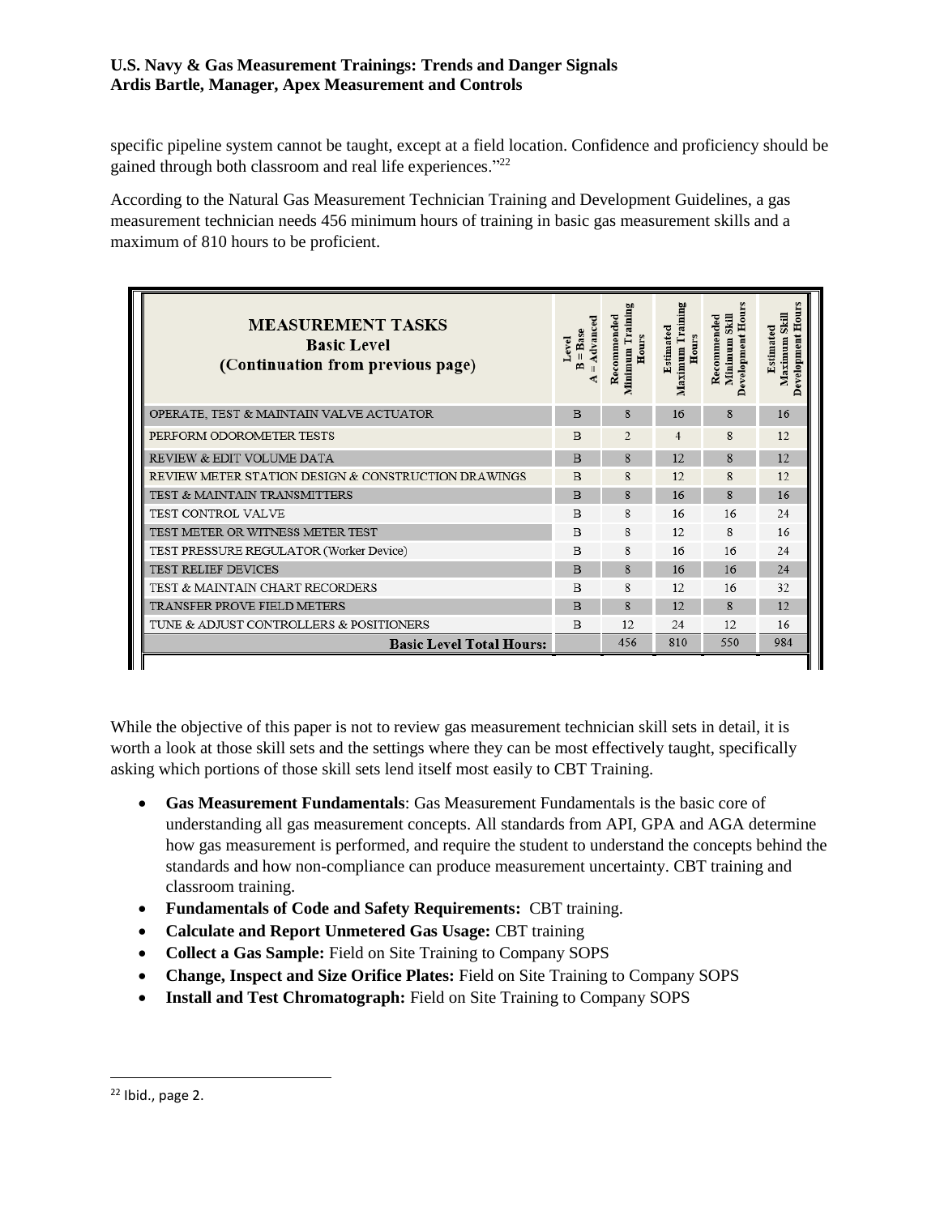specific pipeline system cannot be taught, except at a field location. Confidence and proficiency should be gained through both classroom and real life experiences."[22]

According to the Natural Gas Measurement Technician Training and Development Guidelines, a gas measurement technician needs 456 minimum hours of training in basic gas measurement skills and a maximum of 810 hours to be proficient.

| MEASUREMENT TASKS Basic Level (Continuation from previous page) | Level B = Base A = Advanced | Recommended Minimum Training Hours | Estimated Maximum Training Hours | Recommended Minimum Skill Development Hours | Estimated Maximum Skill Development Hours |
|---|---|---|---|---|---|
| OPERATE, TEST & MAINTAIN VALVE ACTUATOR | B | 8 | 16 | 8 | 16 |
| PERFORM ODOROMETER TESTS | B | 2 | 4 | 8 | 12 |
| REVIEW & EDIT VOLUME DATA | B | 8 | 12 | 8 | 12 |
| REVIEW METER STATION DESIGN & CONSTRUCTION DRAWINGS | B | 8 | 12 | 8 | 12 |
| TEST & MAINTAIN TRANSMITTERS | B | 8 | 16 | 8 | 16 |
| TEST CONTROL VALVE | B | 8 | 16 | 16 | 24 |
| TEST METER OR WITNESS METER TEST | B | 8 | 12 | 8 | 16 |
| TEST PRESSURE REGULATOR (Worker Device) | B | 8 | 16 | 16 | 24 |
| TEST RELIEF DEVICES | B | 8 | 16 | 16 | 24 |
| TEST & MAINTAIN CHART RECORDERS | B | 8 | 12 | 16 | 32 |
| TRANSFER PROVE FIELD METERS | B | 8 | 12 | 8 | 12 |
| TUNE & ADJUST CONTROLLERS & POSITIONERS | B | 12 | 24 | 12 | 16 |
| **Basic Level Total Hours:** | | 456 | 810 | 550 | 984 |

While the objective of this paper is not to review gas measurement technician skill sets in detail, it is worth a look at those skill sets and the settings where they can be most effectively taught, specifically asking which portions of those skill sets lend itself most easily to CBT Training.

- **Gas Measurement Fundamentals**: Gas Measurement Fundamentals is the basic core of understanding all gas measurement concepts. All standards from API, GPA and AGA determine how gas measurement is performed, and require the student to understand the concepts behind the standards and how non-compliance can produce measurement uncertainty. CBT training and classroom training.
- **Fundamentals of Code and Safety Requirements:** CBT training.
- **Calculate and Report Unmetered Gas Usage:** CBT training
- **Collect a Gas Sample:** Field on Site Training to Company SOPS
- **Change, Inspect and Size Orifice Plates:** Field on Site Training to Company SOPS
- **Install and Test Chromatograph:** Field on Site Training to Company SOPS

[22] Ibid., page 2.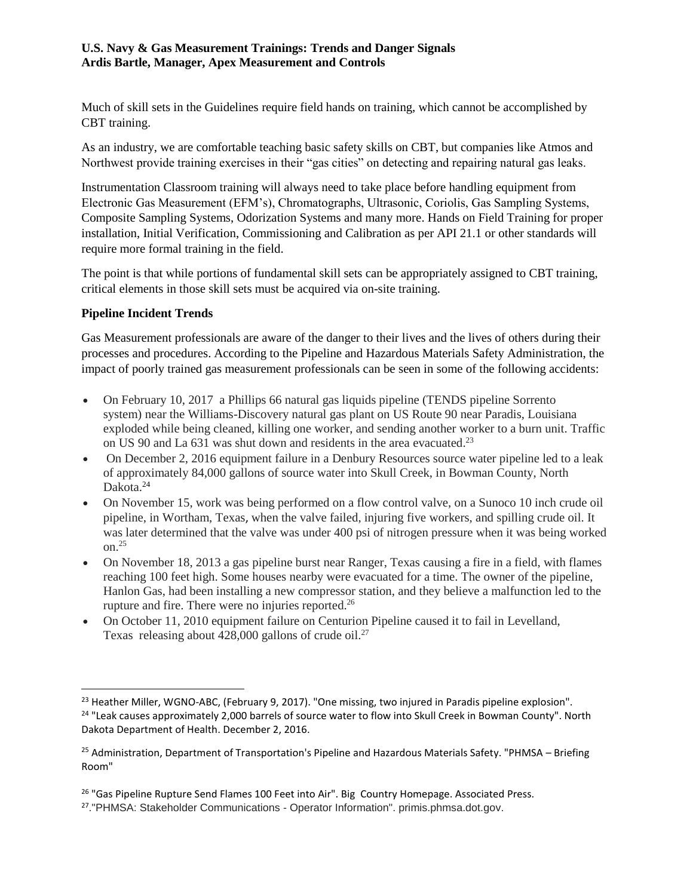Much of skill sets in the Guidelines require field hands on training, which cannot be accomplished by CBT training.

As an industry, we are comfortable teaching basic safety skills on CBT, but companies like Atmos and Northwest provide training exercises in their "gas cities" on detecting and repairing natural gas leaks.

Instrumentation Classroom training will always need to take place before handling equipment from Electronic Gas Measurement (EFM's), Chromatographs, Ultrasonic, Coriolis, Gas Sampling Systems, Composite Sampling Systems, Odorization Systems and many more. Hands on Field Training for proper installation, Initial Verification, Commissioning and Calibration as per API 21.1 or other standards will require more formal training in the field.

The point is that while portions of fundamental skill sets can be appropriately assigned to CBT training, critical elements in those skill sets must be acquired via on-site training.

**Pipeline Incident Trends**

Gas Measurement professionals are aware of the danger to their lives and the lives of others during their processes and procedures. According to the Pipeline and Hazardous Materials Safety Administration, the impact of poorly trained gas measurement professionals can be seen in some of the following accidents:

- On February 10, 2017 a Phillips 66 natural gas liquids pipeline (TENDS pipeline Sorrento system) near the Williams-Discovery natural gas plant on US Route 90 near Paradis, Louisiana exploded while being cleaned, killing one worker, and sending another worker to a burn unit. Traffic on US 90 and La 631 was shut down and residents in the area evacuated.[23]
- On December 2, 2016 equipment failure in a Denbury Resources source water pipeline led to a leak of approximately 84,000 gallons of source water into Skull Creek, in Bowman County, North Dakota.[24]
- On November 15, work was being performed on a flow control valve, on a Sunoco 10 inch crude oil pipeline, in Wortham, Texas, when the valve failed, injuring five workers, and spilling crude oil. It was later determined that the valve was under 400 psi of nitrogen pressure when it was being worked on.[25]
- On November 18, 2013 a gas pipeline burst near Ranger, Texas causing a fire in a field, with flames reaching 100 feet high. Some houses nearby were evacuated for a time. The owner of the pipeline, Hanlon Gas, had been installing a new compressor station, and they believe a malfunction led to the rupture and fire. There were no injuries reported.[26]
- On October 11, 2010 equipment failure on Centurion Pipeline caused it to fail in Levelland, Texas releasing about 428,000 gallons of crude oil.[27]

---

[23] Heather Miller, WGNO-ABC, (February 9, 2017). "One missing, two injured in Paradis pipeline explosion".

[24] "Leak causes approximately 2,000 barrels of source water to flow into Skull Creek in Bowman County". North Dakota Department of Health. December 2, 2016.

[25] Administration, Department of Transportation's Pipeline and Hazardous Materials Safety. "PHMSA – Briefing Room"

[26] "Gas Pipeline Rupture Send Flames 100 Feet into Air". Big Country Homepage. Associated Press.

[27]."PHMSA: Stakeholder Communications - Operator Information". primis.phmsa.dot.gov.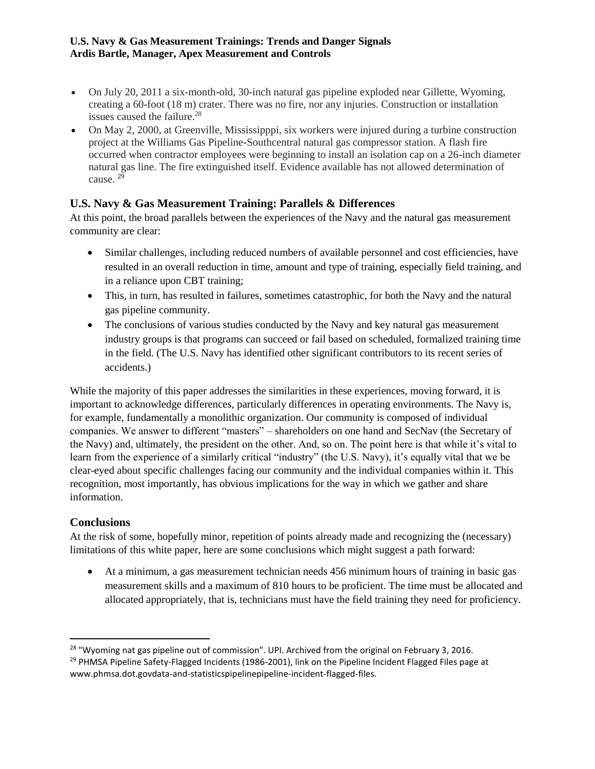- On July 20, 2011 a six-month-old, 30-inch natural gas pipeline exploded near Gillette, Wyoming, creating a 60-foot (18 m) crater. There was no fire, nor any injuries. Construction or installation issues caused the failure.[28]
- On May 2, 2000, at Greenville, Mississipppi, six workers were injured during a turbine construction project at the Williams Gas Pipeline-Southcentral natural gas compressor station. A flash fire occurred when contractor employees were beginning to install an isolation cap on a 26-inch diameter natural gas line. The fire extinguished itself. Evidence available has not allowed determination of cause. [29]

## U.S. Navy & Gas Measurement Training: Parallels & Differences

At this point, the broad parallels between the experiences of the Navy and the natural gas measurement community are clear:

- Similar challenges, including reduced numbers of available personnel and cost efficiencies, have resulted in an overall reduction in time, amount and type of training, especially field training, and in a reliance upon CBT training;
- This, in turn, has resulted in failures, sometimes catastrophic, for both the Navy and the natural gas pipeline community.
- The conclusions of various studies conducted by the Navy and key natural gas measurement industry groups is that programs can succeed or fail based on scheduled, formalized training time in the field. (The U.S. Navy has identified other significant contributors to its recent series of accidents.)

While the majority of this paper addresses the similarities in these experiences, moving forward, it is important to acknowledge differences, particularly differences in operating environments. The Navy is, for example, fundamentally a monolithic organization. Our community is composed of individual companies. We answer to different "masters" – shareholders on one hand and SecNav (the Secretary of the Navy) and, ultimately, the president on the other. And, so on. The point here is that while it's vital to learn from the experience of a similarly critical "industry" (the U.S. Navy), it's equally vital that we be clear-eyed about specific challenges facing our community and the individual companies within it. This recognition, most importantly, has obvious implications for the way in which we gather and share information.

## Conclusions

At the risk of some, hopefully minor, repetition of points already made and recognizing the (necessary) limitations of this white paper, here are some conclusions which might suggest a path forward:

- At a minimum, a gas measurement technician needs 456 minimum hours of training in basic gas measurement skills and a maximum of 810 hours to be proficient. The time must be allocated and allocated appropriately, that is, technicians must have the field training they need for proficiency.

[28] "Wyoming nat gas pipeline out of commission". UPI. Archived from the original on February 3, 2016.

[29] PHMSA Pipeline Safety-Flagged Incidents (1986-2001), link on the Pipeline Incident Flagged Files page at www.phmsa.dot.govdata-and-statisticspipelinepipeline-incident-flagged-files.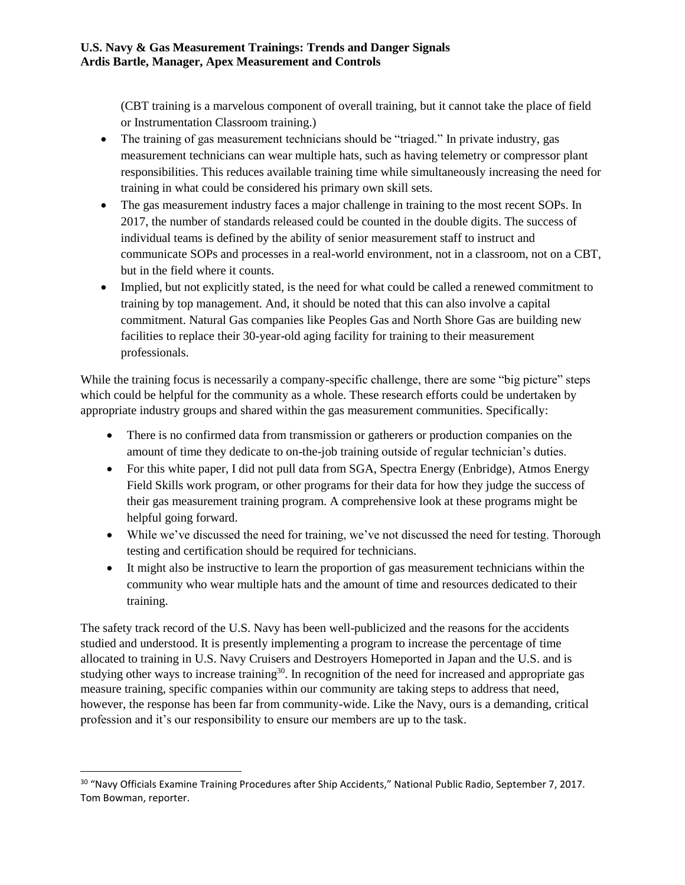(CBT training is a marvelous component of overall training, but it cannot take the place of field or Instrumentation Classroom training.)

- The training of gas measurement technicians should be "triaged." In private industry, gas measurement technicians can wear multiple hats, such as having telemetry or compressor plant responsibilities. This reduces available training time while simultaneously increasing the need for training in what could be considered his primary own skill sets.
- The gas measurement industry faces a major challenge in training to the most recent SOPs. In 2017, the number of standards released could be counted in the double digits. The success of individual teams is defined by the ability of senior measurement staff to instruct and communicate SOPs and processes in a real-world environment, not in a classroom, not on a CBT, but in the field where it counts.
- Implied, but not explicitly stated, is the need for what could be called a renewed commitment to training by top management. And, it should be noted that this can also involve a capital commitment. Natural Gas companies like Peoples Gas and North Shore Gas are building new facilities to replace their 30-year-old aging facility for training to their measurement professionals.

While the training focus is necessarily a company-specific challenge, there are some "big picture" steps which could be helpful for the community as a whole. These research efforts could be undertaken by appropriate industry groups and shared within the gas measurement communities. Specifically:

- There is no confirmed data from transmission or gatherers or production companies on the amount of time they dedicate to on-the-job training outside of regular technician's duties.
- For this white paper, I did not pull data from SGA, Spectra Energy (Enbridge), Atmos Energy Field Skills work program, or other programs for their data for how they judge the success of their gas measurement training program. A comprehensive look at these programs might be helpful going forward.
- While we've discussed the need for training, we've not discussed the need for testing. Thorough testing and certification should be required for technicians.
- It might also be instructive to learn the proportion of gas measurement technicians within the community who wear multiple hats and the amount of time and resources dedicated to their training.

The safety track record of the U.S. Navy has been well-publicized and the reasons for the accidents studied and understood. It is presently implementing a program to increase the percentage of time allocated to training in U.S. Navy Cruisers and Destroyers Homeported in Japan and the U.S. and is studying other ways to increase training[30]. In recognition of the need for increased and appropriate gas measure training, specific companies within our community are taking steps to address that need, however, the response has been far from community-wide. Like the Navy, ours is a demanding, critical profession and it's our responsibility to ensure our members are up to the task.

---

[30] "Navy Officials Examine Training Procedures after Ship Accidents," National Public Radio, September 7, 2017. Tom Bowman, reporter.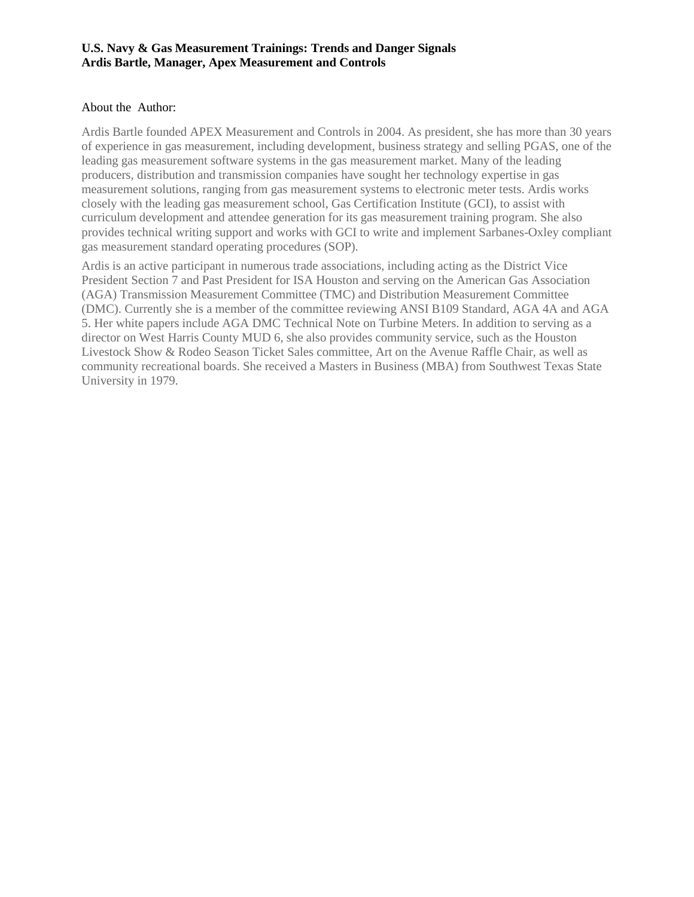**U.S. Navy & Gas Measurement Trainings: Trends and Danger Signals**
**Ardis Bartle, Manager, Apex Measurement and Controls**

About the Author:

Ardis Bartle founded APEX Measurement and Controls in 2004. As president, she has more than 30 years of experience in gas measurement, including development, business strategy and selling PGAS, one of the leading gas measurement software systems in the gas measurement market. Many of the leading producers, distribution and transmission companies have sought her technology expertise in gas measurement solutions, ranging from gas measurement systems to electronic meter tests. Ardis works closely with the leading gas measurement school, Gas Certification Institute (GCI), to assist with curriculum development and attendee generation for its gas measurement training program. She also provides technical writing support and works with GCI to write and implement Sarbanes-Oxley compliant gas measurement standard operating procedures (SOP).

Ardis is an active participant in numerous trade associations, including acting as the District Vice President Section 7 and Past President for ISA Houston and serving on the American Gas Association (AGA) Transmission Measurement Committee (TMC) and Distribution Measurement Committee (DMC). Currently she is a member of the committee reviewing ANSI B109 Standard, AGA 4A and AGA 5. Her white papers include AGA DMC Technical Note on Turbine Meters. In addition to serving as a director on West Harris County MUD 6, she also provides community service, such as the Houston Livestock Show & Rodeo Season Ticket Sales committee, Art on the Avenue Raffle Chair, as well as community recreational boards. She received a Masters in Business (MBA) from Southwest Texas State University in 1979.